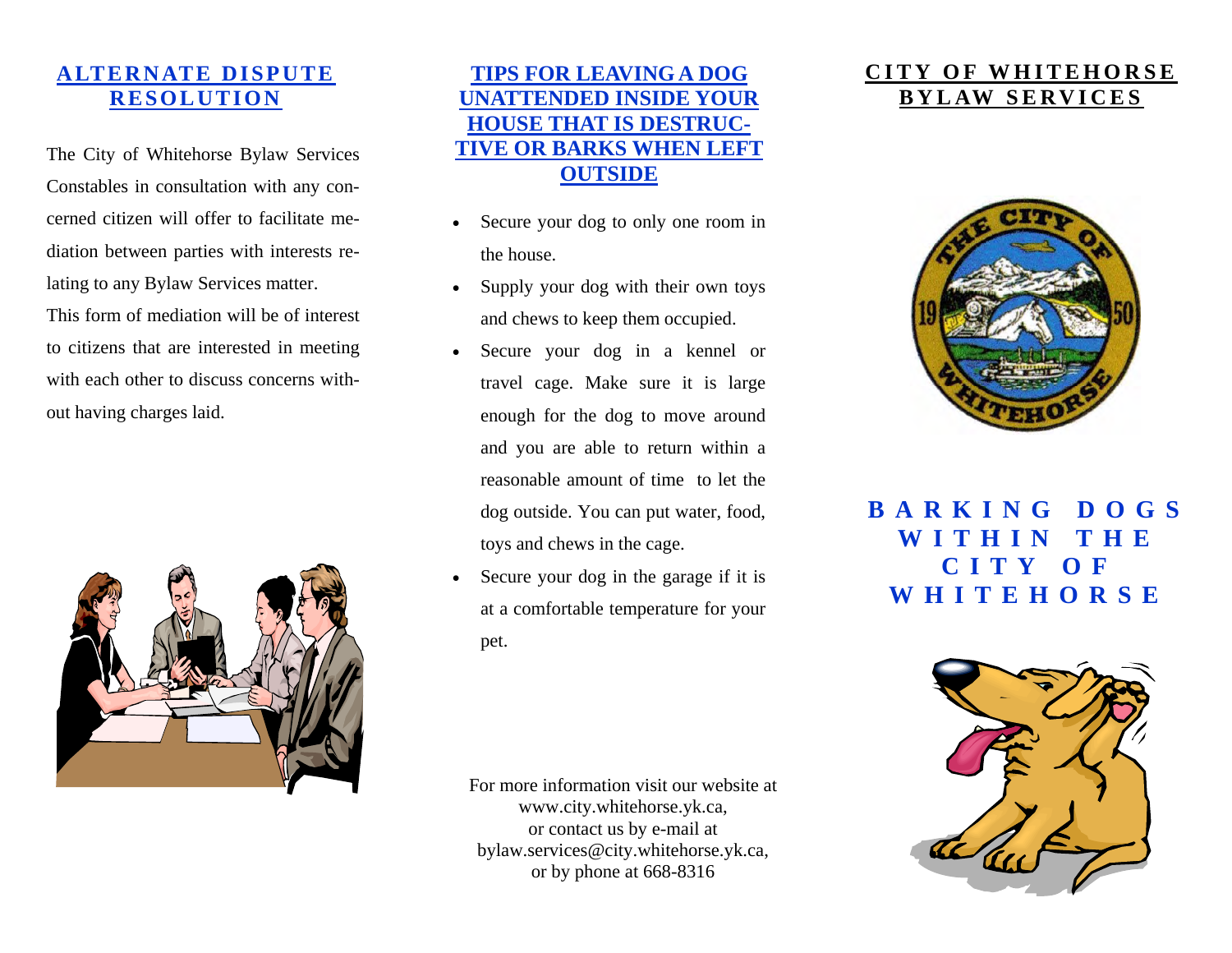## ALTERNATE DISPUTE RESOLUTION

The City of Whitehorse Bylaw Services Constables in consultation with any concerned citizen will offer to facilitate mediation between parties with interests relating to any Bylaw Services matter.

This form of mediation will be of interest to citizens that are interested in meeting with each other to discuss concerns without having charges laid.

## TIPS FOR LEAVING A DOG UNATTENDED INSIDE YOUR HOUSE THAT IS DESTRUCTIVE OR BARKS WHEN LEFT OUTSIDE

- Secure your dog to only one room in the house.
- Supply your dog with their own toys and chews to keep them occupied.
- Secure your dog in a kennel or travel cage. Make sure it is large enough for the dog to move around and you are able to return within a reasonable amount of time to let the dog outside. You can put water, food, toys and chews in the cage.
- Secure your dog in the garage if it is at a comfortable temperature for your pet.

For more information visit our website at www.city.whitehorse.yk.ca, or contact us by e-mail at bylaw.services@city.whitehorse.yk.ca, or by phone at 668-8316

## CITY OF WHITEHORSE BYLAW SERVICES

# BARKING DOGS WITHIN THE CITY OF WHITEHORSE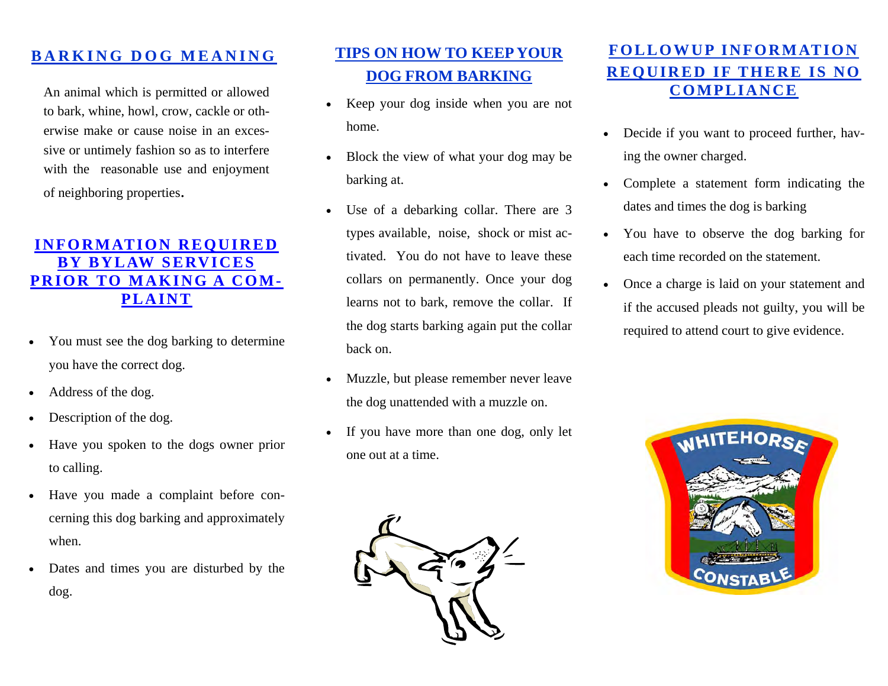## BARKING DOG MEANING

An animal which is permitted or allowed to bark, whine, howl, crow, cackle or otherwise make or cause noise in an excessive or untimely fashion so as to interfere with the reasonable use and enjoyment of neighboring properties.

## INFORMATION REQUIRED BY BYLAW SERVICES PRIOR TO MAKING A COMPLAINT

- You must see the dog barking to determine you have the correct dog.
- Address of the dog.
- Description of the dog.
- Have you spoken to the dogs owner prior to calling.
- Have you made a complaint before concerning this dog barking and approximately when.
- Dates and times you are disturbed by the dog.

## TIPS ON HOW TO KEEP YOUR DOG FROM BARKING

- Keep your dog inside when you are not home.
- Block the view of what your dog may be barking at.
- Use of a debarking collar. There are 3 types available, noise, shock or mist activated. You do not have to leave these collars on permanently. Once your dog learns not to bark, remove the collar. If the dog starts barking again put the collar back on.
- Muzzle, but please remember never leave the dog unattended with a muzzle on.
- If you have more than one dog, only let one out at a time.

## FOLLOWUP INFORMATION REQUIRED IF THERE IS NO COMPLIANCE

- Decide if you want to proceed further, having the owner charged.
- Complete a statement form indicating the dates and times the dog is barking
- You have to observe the dog barking for each time recorded on the statement.
- Once a charge is laid on your statement and if the accused pleads not guilty, you will be required to attend court to give evidence.

WHITEHORSE CONSTABLE